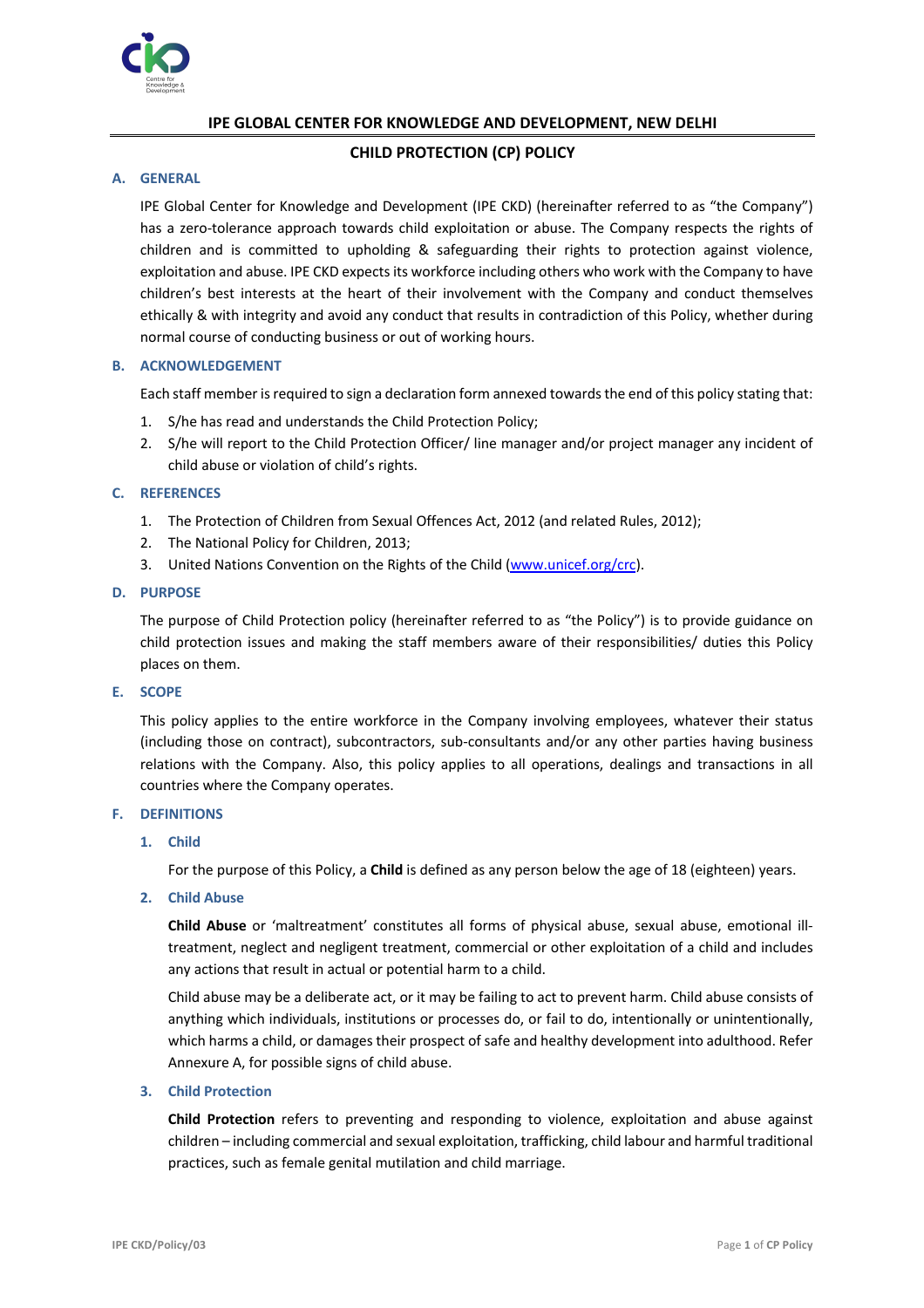# IPE GLOBAL CENTER FOR KNOWLEDGE AND DEVELOPMENT, NEW DELHI

## CHILD PROTECTION (CP) POLICY

### A. GENERAL

IPE Global Center for Knowledge and Development (IPE CKD) (hereinafter referred to as "the Company") has a zero-tolerance approach towards child exploitation or abuse. The Company respects the rights of children and is committed to upholding & safeguarding their rights to protection against violence, exploitation and abuse. IPE CKD expects its workforce including others who work with the Company to have children's best interests at the heart of their involvement with the Company and conduct themselves ethically & with integrity and avoid any conduct that results in contradiction of this Policy, whether during normal course of conducting business or out of working hours.

### B. ACKNOWLEDGEMENT

Each staff member is required to sign a declaration form annexed towards the end of this policy stating that:

1. S/he has read and understands the Child Protection Policy;
2. S/he will report to the Child Protection Officer/ line manager and/or project manager any incident of child abuse or violation of child's rights.

### C. REFERENCES

1. The Protection of Children from Sexual Offences Act, 2012 (and related Rules, 2012);
2. The National Policy for Children, 2013;
3. United Nations Convention on the Rights of the Child (www.unicef.org/crc).

### D. PURPOSE

The purpose of Child Protection policy (hereinafter referred to as "the Policy") is to provide guidance on child protection issues and making the staff members aware of their responsibilities/ duties this Policy places on them.

### E. SCOPE

This policy applies to the entire workforce in the Company involving employees, whatever their status (including those on contract), subcontractors, sub-consultants and/or any other parties having business relations with the Company. Also, this policy applies to all operations, dealings and transactions in all countries where the Company operates.

### F. DEFINITIONS

#### 1. Child

For the purpose of this Policy, a **Child** is defined as any person below the age of 18 (eighteen) years.

#### 2. Child Abuse

**Child Abuse** or 'maltreatment' constitutes all forms of physical abuse, sexual abuse, emotional ill-treatment, neglect and negligent treatment, commercial or other exploitation of a child and includes any actions that result in actual or potential harm to a child.

Child abuse may be a deliberate act, or it may be failing to act to prevent harm. Child abuse consists of anything which individuals, institutions or processes do, or fail to do, intentionally or unintentionally, which harms a child, or damages their prospect of safe and healthy development into adulthood. Refer Annexure A, for possible signs of child abuse.

#### 3. Child Protection

**Child Protection** refers to preventing and responding to violence, exploitation and abuse against children – including commercial and sexual exploitation, trafficking, child labour and harmful traditional practices, such as female genital mutilation and child marriage.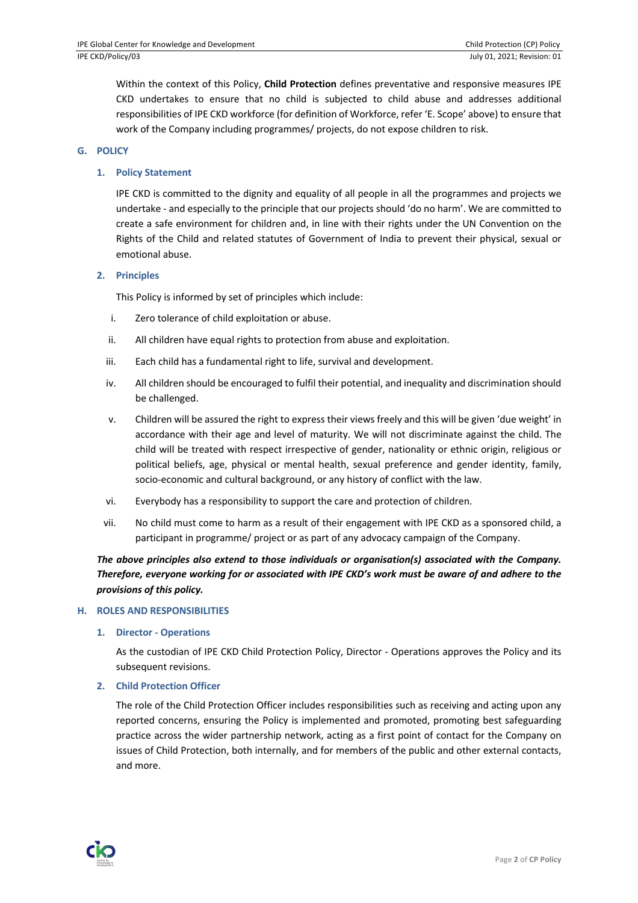Within the context of this Policy, **Child Protection** defines preventative and responsive measures IPE CKD undertakes to ensure that no child is subjected to child abuse and addresses additional responsibilities of IPE CKD workforce (for definition of Workforce, refer 'E. Scope' above) to ensure that work of the Company including programmes/ projects, do not expose children to risk.

## G. POLICY

### 1. Policy Statement

IPE CKD is committed to the dignity and equality of all people in all the programmes and projects we undertake - and especially to the principle that our projects should 'do no harm'. We are committed to create a safe environment for children and, in line with their rights under the UN Convention on the Rights of the Child and related statutes of Government of India to prevent their physical, sexual or emotional abuse.

### 2. Principles

This Policy is informed by set of principles which include:

i. Zero tolerance of child exploitation or abuse.

ii. All children have equal rights to protection from abuse and exploitation.

iii. Each child has a fundamental right to life, survival and development.

iv. All children should be encouraged to fulfil their potential, and inequality and discrimination should be challenged.

v. Children will be assured the right to express their views freely and this will be given 'due weight' in accordance with their age and level of maturity. We will not discriminate against the child. The child will be treated with respect irrespective of gender, nationality or ethnic origin, religious or political beliefs, age, physical or mental health, sexual preference and gender identity, family, socio-economic and cultural background, or any history of conflict with the law.

vi. Everybody has a responsibility to support the care and protection of children.

vii. No child must come to harm as a result of their engagement with IPE CKD as a sponsored child, a participant in programme/ project or as part of any advocacy campaign of the Company.

***The above principles also extend to those individuals or organisation(s) associated with the Company. Therefore, everyone working for or associated with IPE CKD's work must be aware of and adhere to the provisions of this policy.***

## H. ROLES AND RESPONSIBILITIES

### 1. Director - Operations

As the custodian of IPE CKD Child Protection Policy, Director - Operations approves the Policy and its subsequent revisions.

### 2. Child Protection Officer

The role of the Child Protection Officer includes responsibilities such as receiving and acting upon any reported concerns, ensuring the Policy is implemented and promoted, promoting best safeguarding practice across the wider partnership network, acting as a first point of contact for the Company on issues of Child Protection, both internally, and for members of the public and other external contacts, and more.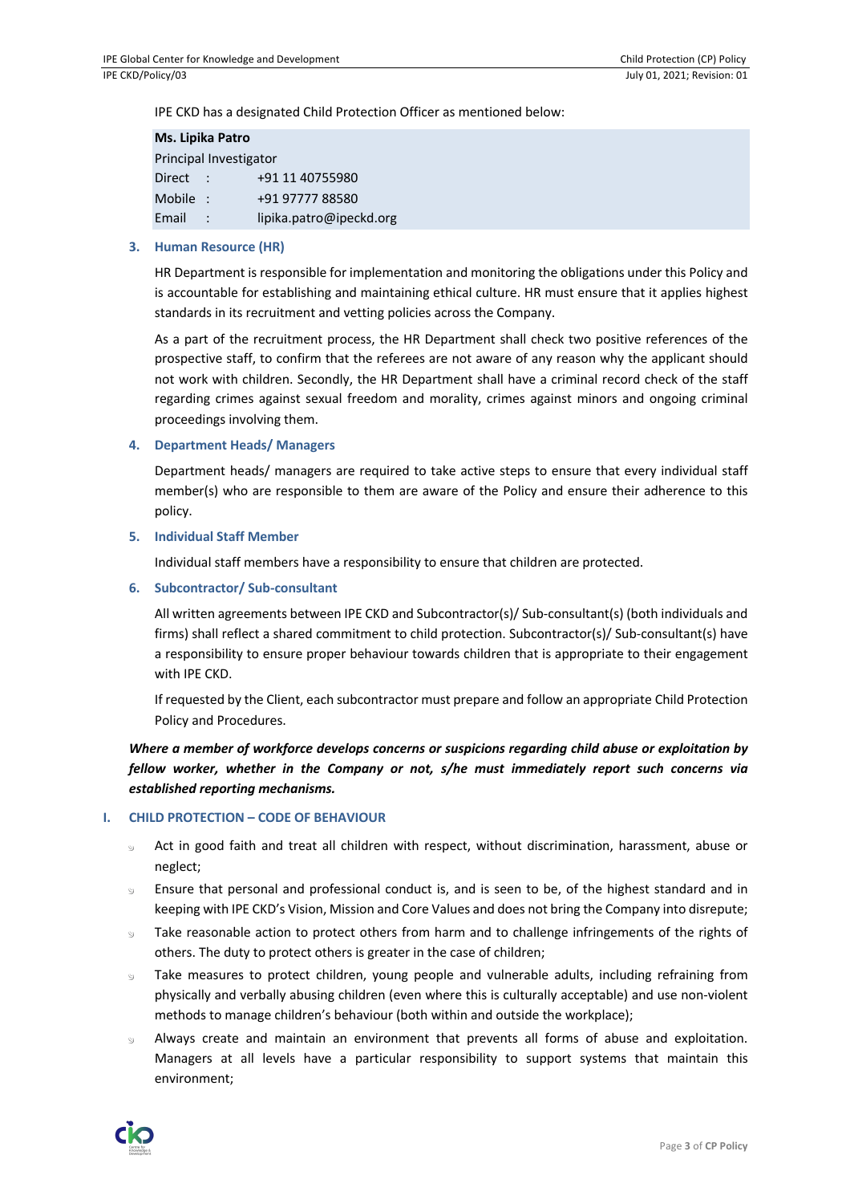IPE CKD has a designated Child Protection Officer as mentioned below:

| **Ms. Lipika Patro** | |
|---|---|
| Principal Investigator | |
| Direct : | +91 11 40755980 |
| Mobile : | +91 97777 88580 |
| Email : | lipika.patro@ipeckd.org |

### 3. Human Resource (HR)

HR Department is responsible for implementation and monitoring the obligations under this Policy and is accountable for establishing and maintaining ethical culture. HR must ensure that it applies highest standards in its recruitment and vetting policies across the Company.

As a part of the recruitment process, the HR Department shall check two positive references of the prospective staff, to confirm that the referees are not aware of any reason why the applicant should not work with children. Secondly, the HR Department shall have a criminal record check of the staff regarding crimes against sexual freedom and morality, crimes against minors and ongoing criminal proceedings involving them.

### 4. Department Heads/ Managers

Department heads/ managers are required to take active steps to ensure that every individual staff member(s) who are responsible to them are aware of the Policy and ensure their adherence to this policy.

### 5. Individual Staff Member

Individual staff members have a responsibility to ensure that children are protected.

### 6. Subcontractor/ Sub-consultant

All written agreements between IPE CKD and Subcontractor(s)/ Sub-consultant(s) (both individuals and firms) shall reflect a shared commitment to child protection. Subcontractor(s)/ Sub-consultant(s) have a responsibility to ensure proper behaviour towards children that is appropriate to their engagement with IPE CKD.

If requested by the Client, each subcontractor must prepare and follow an appropriate Child Protection Policy and Procedures.

***Where a member of workforce develops concerns or suspicions regarding child abuse or exploitation by fellow worker, whether in the Company or not, s/he must immediately report such concerns via established reporting mechanisms.***

## I. CHILD PROTECTION – CODE OF BEHAVIOUR

- Act in good faith and treat all children with respect, without discrimination, harassment, abuse or neglect;
- Ensure that personal and professional conduct is, and is seen to be, of the highest standard and in keeping with IPE CKD's Vision, Mission and Core Values and does not bring the Company into disrepute;
- Take reasonable action to protect others from harm and to challenge infringements of the rights of others. The duty to protect others is greater in the case of children;
- Take measures to protect children, young people and vulnerable adults, including refraining from physically and verbally abusing children (even where this is culturally acceptable) and use non-violent methods to manage children's behaviour (both within and outside the workplace);
- Always create and maintain an environment that prevents all forms of abuse and exploitation. Managers at all levels have a particular responsibility to support systems that maintain this environment;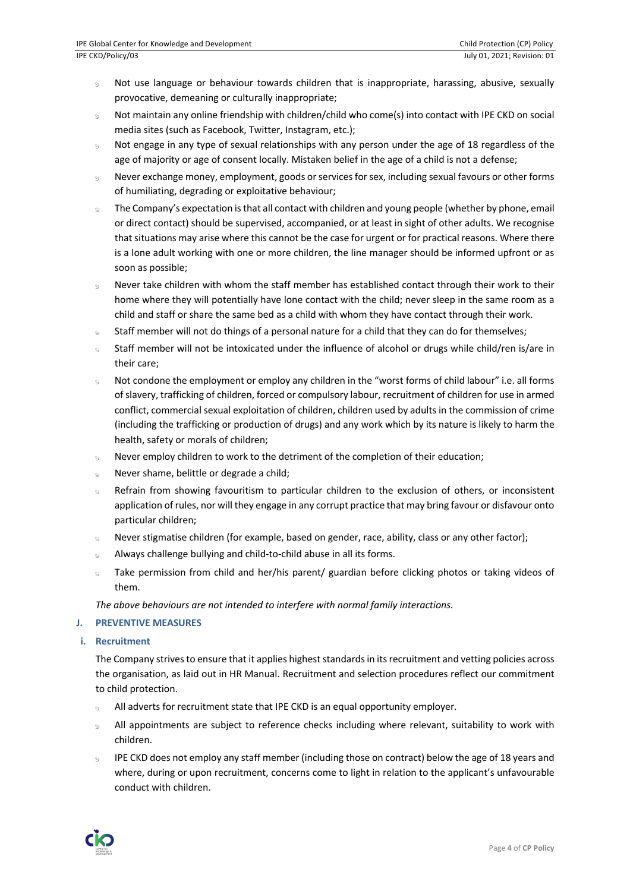- Not use language or behaviour towards children that is inappropriate, harassing, abusive, sexually provocative, demeaning or culturally inappropriate;
- Not maintain any online friendship with children/child who come(s) into contact with IPE CKD on social media sites (such as Facebook, Twitter, Instagram, etc.);
- Not engage in any type of sexual relationships with any person under the age of 18 regardless of the age of majority or age of consent locally. Mistaken belief in the age of a child is not a defense;
- Never exchange money, employment, goods or services for sex, including sexual favours or other forms of humiliating, degrading or exploitative behaviour;
- The Company's expectation is that all contact with children and young people (whether by phone, email or direct contact) should be supervised, accompanied, or at least in sight of other adults. We recognise that situations may arise where this cannot be the case for urgent or for practical reasons. Where there is a lone adult working with one or more children, the line manager should be informed upfront or as soon as possible;
- Never take children with whom the staff member has established contact through their work to their home where they will potentially have lone contact with the child; never sleep in the same room as a child and staff or share the same bed as a child with whom they have contact through their work.
- Staff member will not do things of a personal nature for a child that they can do for themselves;
- Staff member will not be intoxicated under the influence of alcohol or drugs while child/ren is/are in their care;
- Not condone the employment or employ any children in the "worst forms of child labour" i.e. all forms of slavery, trafficking of children, forced or compulsory labour, recruitment of children for use in armed conflict, commercial sexual exploitation of children, children used by adults in the commission of crime (including the trafficking or production of drugs) and any work which by its nature is likely to harm the health, safety or morals of children;
- Never employ children to work to the detriment of the completion of their education;
- Never shame, belittle or degrade a child;
- Refrain from showing favouritism to particular children to the exclusion of others, or inconsistent application of rules, nor will they engage in any corrupt practice that may bring favour or disfavour onto particular children;
- Never stigmatise children (for example, based on gender, race, ability, class or any other factor);
- Always challenge bullying and child-to-child abuse in all its forms.
- Take permission from child and her/his parent/ guardian before clicking photos or taking videos of them.

*The above behaviours are not intended to interfere with normal family interactions.*

## J. PREVENTIVE MEASURES

### i. Recruitment

The Company strives to ensure that it applies highest standards in its recruitment and vetting policies across the organisation, as laid out in HR Manual. Recruitment and selection procedures reflect our commitment to child protection.

- All adverts for recruitment state that IPE CKD is an equal opportunity employer.
- All appointments are subject to reference checks including where relevant, suitability to work with children.
- IPE CKD does not employ any staff member (including those on contract) below the age of 18 years and where, during or upon recruitment, concerns come to light in relation to the applicant's unfavourable conduct with children.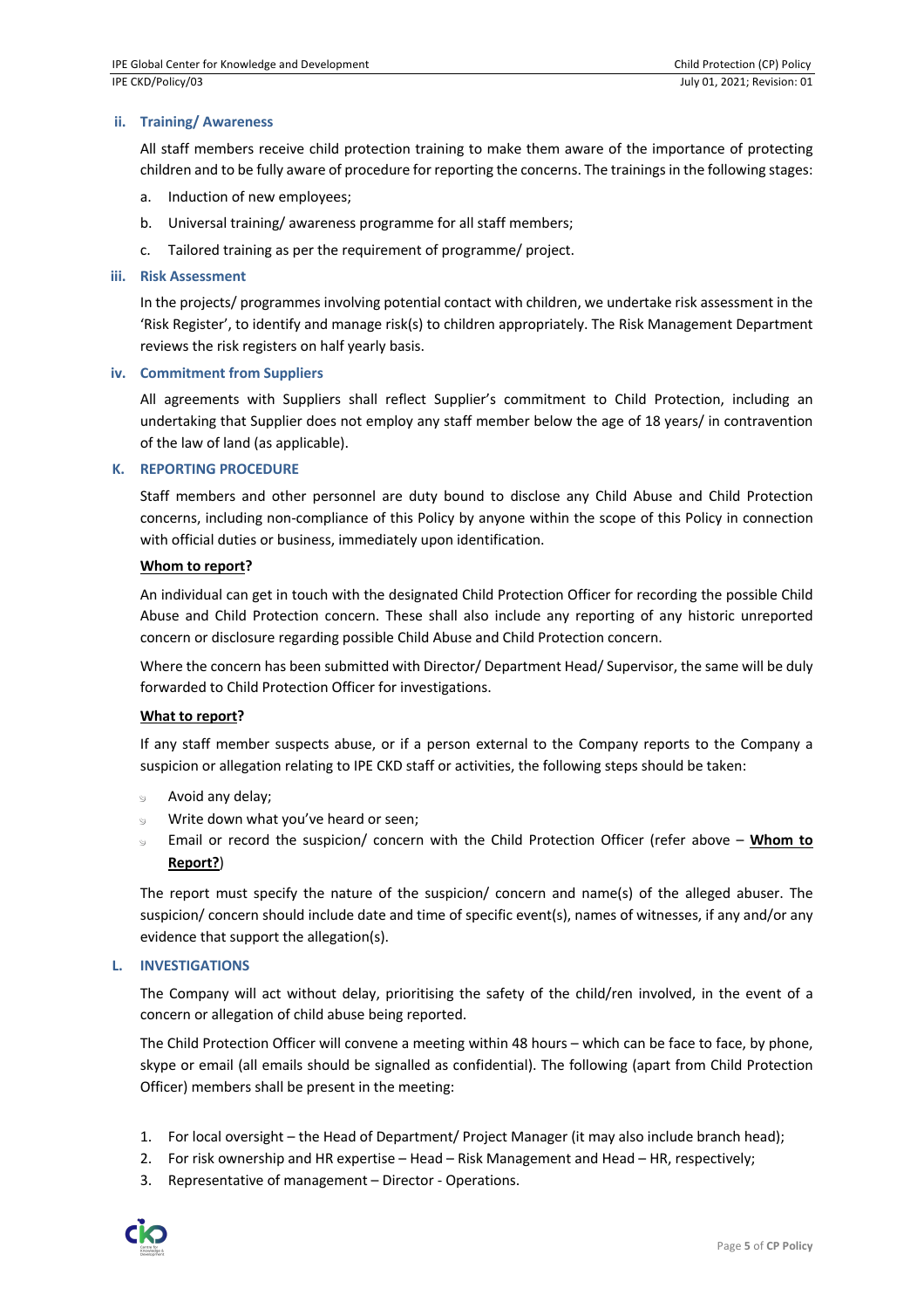### ii. Training/ Awareness

All staff members receive child protection training to make them aware of the importance of protecting children and to be fully aware of procedure for reporting the concerns. The trainings in the following stages:

a. Induction of new employees;

b. Universal training/ awareness programme for all staff members;

c. Tailored training as per the requirement of programme/ project.

### iii. Risk Assessment

In the projects/ programmes involving potential contact with children, we undertake risk assessment in the 'Risk Register', to identify and manage risk(s) to children appropriately. The Risk Management Department reviews the risk registers on half yearly basis.

### iv. Commitment from Suppliers

All agreements with Suppliers shall reflect Supplier's commitment to Child Protection, including an undertaking that Supplier does not employ any staff member below the age of 18 years/ in contravention of the law of land (as applicable).

## K. REPORTING PROCEDURE

Staff members and other personnel are duty bound to disclose any Child Abuse and Child Protection concerns, including non-compliance of this Policy by anyone within the scope of this Policy in connection with official duties or business, immediately upon identification.

**Whom to report?**

An individual can get in touch with the designated Child Protection Officer for recording the possible Child Abuse and Child Protection concern. These shall also include any reporting of any historic unreported concern or disclosure regarding possible Child Abuse and Child Protection concern.

Where the concern has been submitted with Director/ Department Head/ Supervisor, the same will be duly forwarded to Child Protection Officer for investigations.

**What to report?**

If any staff member suspects abuse, or if a person external to the Company reports to the Company a suspicion or allegation relating to IPE CKD staff or activities, the following steps should be taken:

- Avoid any delay;
- Write down what you've heard or seen;
- Email or record the suspicion/ concern with the Child Protection Officer (refer above – **Whom to Report?**)

The report must specify the nature of the suspicion/ concern and name(s) of the alleged abuser. The suspicion/ concern should include date and time of specific event(s), names of witnesses, if any and/or any evidence that support the allegation(s).

## L. INVESTIGATIONS

The Company will act without delay, prioritising the safety of the child/ren involved, in the event of a concern or allegation of child abuse being reported.

The Child Protection Officer will convene a meeting within 48 hours – which can be face to face, by phone, skype or email (all emails should be signalled as confidential). The following (apart from Child Protection Officer) members shall be present in the meeting:

1. For local oversight – the Head of Department/ Project Manager (it may also include branch head);
2. For risk ownership and HR expertise – Head – Risk Management and Head – HR, respectively;
3. Representative of management – Director - Operations.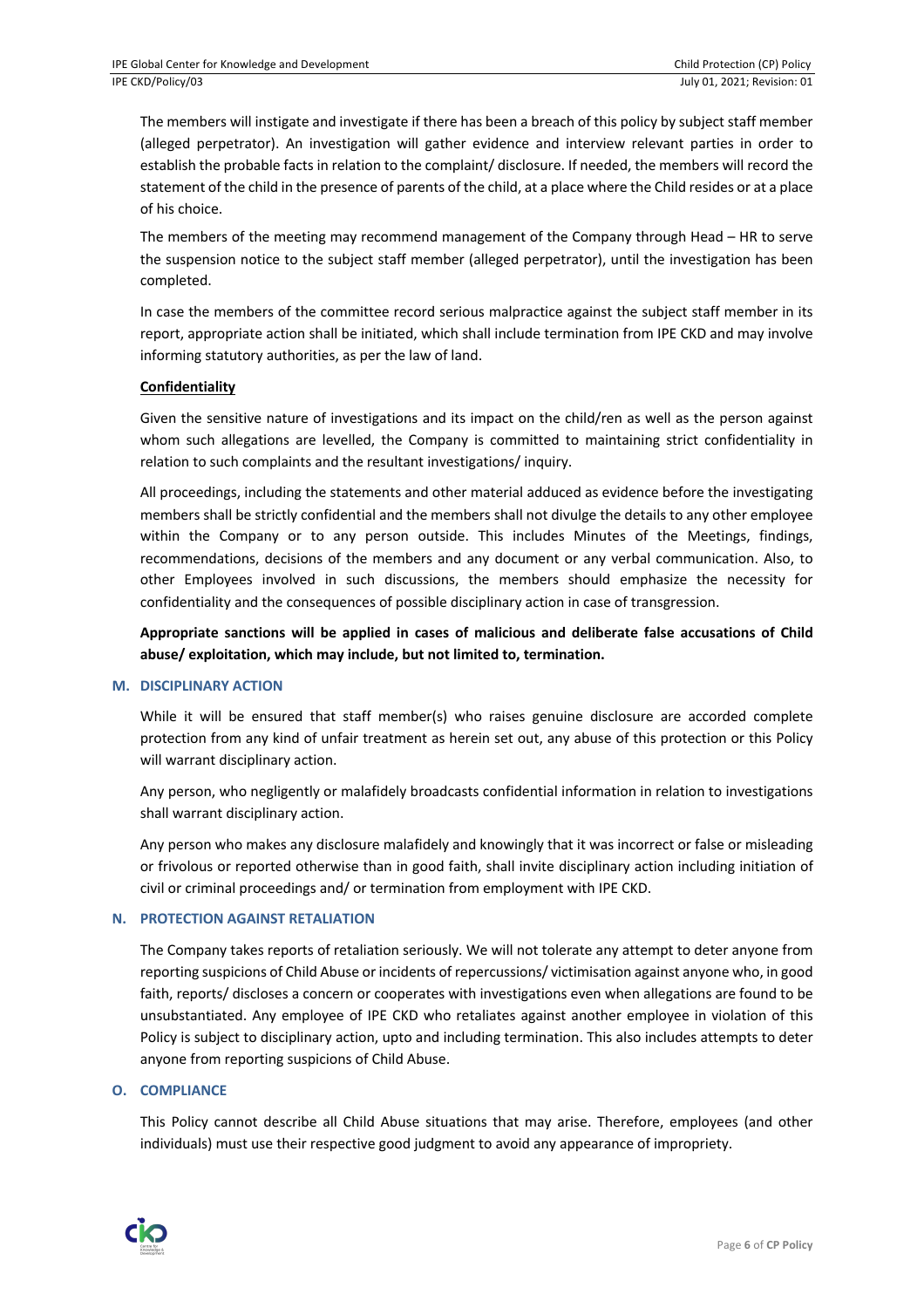The members will instigate and investigate if there has been a breach of this policy by subject staff member (alleged perpetrator). An investigation will gather evidence and interview relevant parties in order to establish the probable facts in relation to the complaint/ disclosure. If needed, the members will record the statement of the child in the presence of parents of the child, at a place where the Child resides or at a place of his choice.

The members of the meeting may recommend management of the Company through Head – HR to serve the suspension notice to the subject staff member (alleged perpetrator), until the investigation has been completed.

In case the members of the committee record serious malpractice against the subject staff member in its report, appropriate action shall be initiated, which shall include termination from IPE CKD and may involve informing statutory authorities, as per the law of land.

**Confidentiality**

Given the sensitive nature of investigations and its impact on the child/ren as well as the person against whom such allegations are levelled, the Company is committed to maintaining strict confidentiality in relation to such complaints and the resultant investigations/ inquiry.

All proceedings, including the statements and other material adduced as evidence before the investigating members shall be strictly confidential and the members shall not divulge the details to any other employee within the Company or to any person outside. This includes Minutes of the Meetings, findings, recommendations, decisions of the members and any document or any verbal communication. Also, to other Employees involved in such discussions, the members should emphasize the necessity for confidentiality and the consequences of possible disciplinary action in case of transgression.

**Appropriate sanctions will be applied in cases of malicious and deliberate false accusations of Child abuse/ exploitation, which may include, but not limited to, termination.**

## M. DISCIPLINARY ACTION

While it will be ensured that staff member(s) who raises genuine disclosure are accorded complete protection from any kind of unfair treatment as herein set out, any abuse of this protection or this Policy will warrant disciplinary action.

Any person, who negligently or malafidely broadcasts confidential information in relation to investigations shall warrant disciplinary action.

Any person who makes any disclosure malafidely and knowingly that it was incorrect or false or misleading or frivolous or reported otherwise than in good faith, shall invite disciplinary action including initiation of civil or criminal proceedings and/ or termination from employment with IPE CKD.

## N. PROTECTION AGAINST RETALIATION

The Company takes reports of retaliation seriously. We will not tolerate any attempt to deter anyone from reporting suspicions of Child Abuse or incidents of repercussions/ victimisation against anyone who, in good faith, reports/ discloses a concern or cooperates with investigations even when allegations are found to be unsubstantiated. Any employee of IPE CKD who retaliates against another employee in violation of this Policy is subject to disciplinary action, upto and including termination. This also includes attempts to deter anyone from reporting suspicions of Child Abuse.

## O. COMPLIANCE

This Policy cannot describe all Child Abuse situations that may arise. Therefore, employees (and other individuals) must use their respective good judgment to avoid any appearance of impropriety.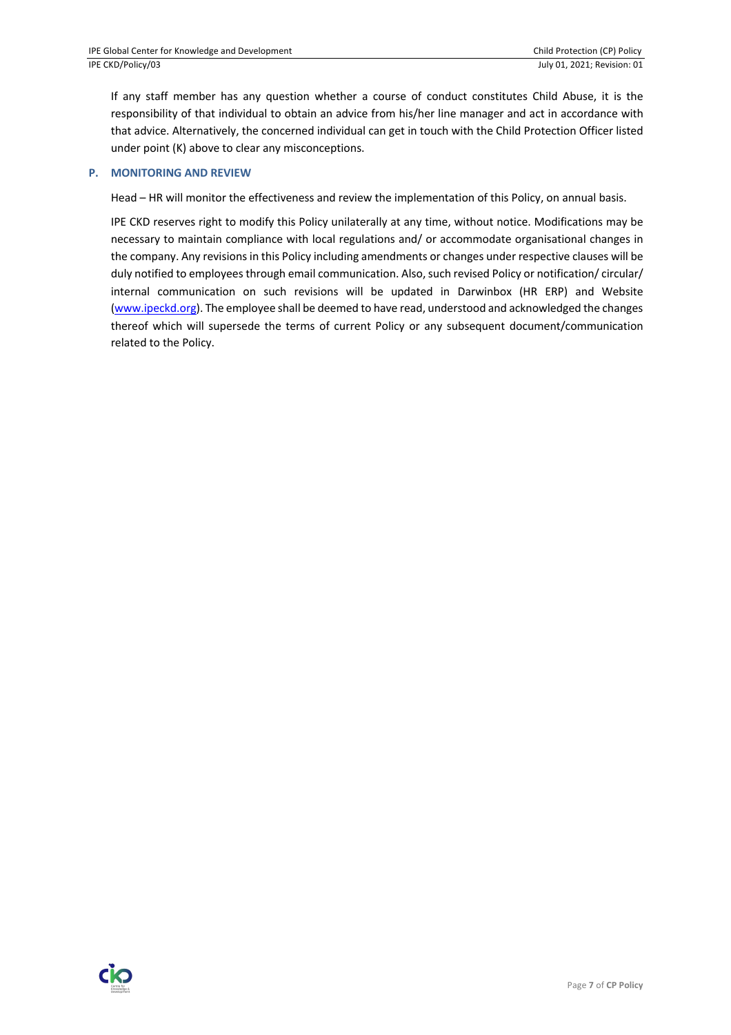If any staff member has any question whether a course of conduct constitutes Child Abuse, it is the responsibility of that individual to obtain an advice from his/her line manager and act in accordance with that advice. Alternatively, the concerned individual can get in touch with the Child Protection Officer listed under point (K) above to clear any misconceptions.

## P. MONITORING AND REVIEW

Head – HR will monitor the effectiveness and review the implementation of this Policy, on annual basis.

IPE CKD reserves right to modify this Policy unilaterally at any time, without notice. Modifications may be necessary to maintain compliance with local regulations and/ or accommodate organisational changes in the company. Any revisions in this Policy including amendments or changes under respective clauses will be duly notified to employees through email communication. Also, such revised Policy or notification/ circular/ internal communication on such revisions will be updated in Darwinbox (HR ERP) and Website (www.ipeckd.org). The employee shall be deemed to have read, understood and acknowledged the changes thereof which will supersede the terms of current Policy or any subsequent document/communication related to the Policy.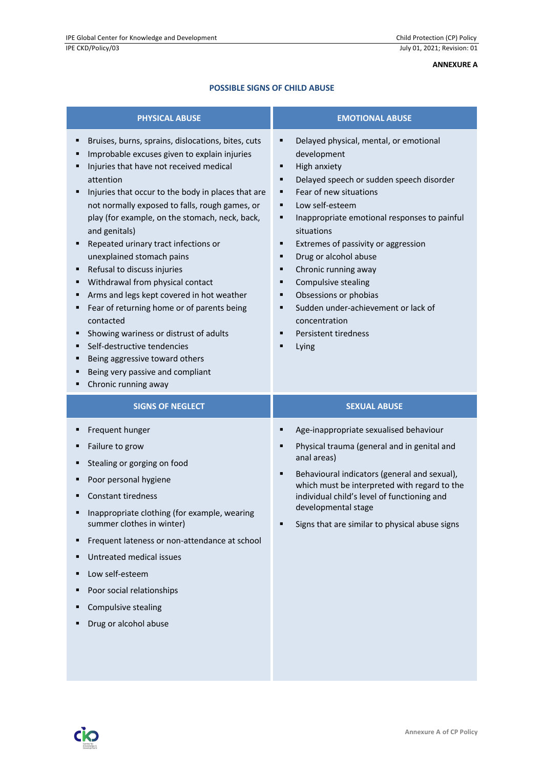**ANNEXURE A**

## POSSIBLE SIGNS OF CHILD ABUSE

### PHYSICAL ABUSE

- Bruises, burns, sprains, dislocations, bites, cuts
- Improbable excuses given to explain injuries
- Injuries that have not received medical attention
- Injuries that occur to the body in places that are not normally exposed to falls, rough games, or play (for example, on the stomach, neck, back, and genitals)
- Repeated urinary tract infections or unexplained stomach pains
- Refusal to discuss injuries
- Withdrawal from physical contact
- Arms and legs kept covered in hot weather
- Fear of returning home or of parents being contacted
- Showing wariness or distrust of adults
- Self-destructive tendencies
- Being aggressive toward others
- Being very passive and compliant
- Chronic running away

### EMOTIONAL ABUSE

- Delayed physical, mental, or emotional development
- High anxiety
- Delayed speech or sudden speech disorder
- Fear of new situations
- Low self-esteem
- Inappropriate emotional responses to painful situations
- Extremes of passivity or aggression
- Drug or alcohol abuse
- Chronic running away
- Compulsive stealing
- Obsessions or phobias
- Sudden under-achievement or lack of concentration
- Persistent tiredness
- Lying

### SIGNS OF NEGLECT

- Frequent hunger
- Failure to grow
- Stealing or gorging on food
- Poor personal hygiene
- Constant tiredness
- Inappropriate clothing (for example, wearing summer clothes in winter)
- Frequent lateness or non-attendance at school
- Untreated medical issues
- Low self-esteem
- Poor social relationships
- Compulsive stealing
- Drug or alcohol abuse

### SEXUAL ABUSE

- Age-inappropriate sexualised behaviour
- Physical trauma (general and in genital and anal areas)
- Behavioural indicators (general and sexual), which must be interpreted with regard to the individual child's level of functioning and developmental stage
- Signs that are similar to physical abuse signs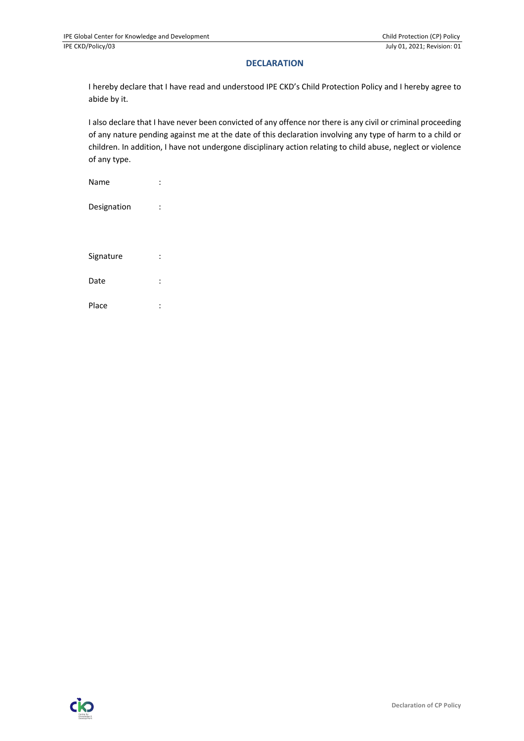## DECLARATION

I hereby declare that I have read and understood IPE CKD's Child Protection Policy and I hereby agree to abide by it.

I also declare that I have never been convicted of any offence nor there is any civil or criminal proceeding of any nature pending against me at the date of this declaration involving any type of harm to a child or children. In addition, I have not undergone disciplinary action relating to child abuse, neglect or violence of any type.

Name :

Designation :

Signature :

Date :

Place :